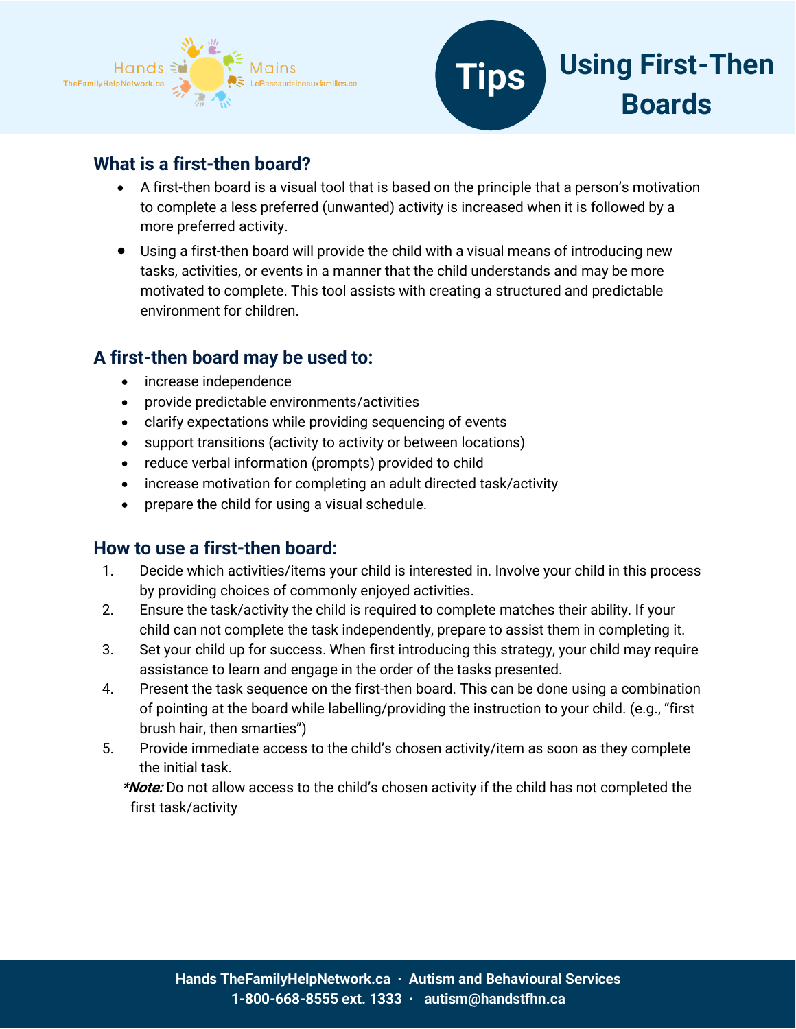Hands TheFamilyHelpNetwork.ca · Mains LeReseaudaideauxfamilles.ca

# Tips: Using First-Then Boards

## What is a first-then board?

- A first-then board is a visual tool that is based on the principle that a person's motivation to complete a less preferred (unwanted) activity is increased when it is followed by a more preferred activity.
- Using a first-then board will provide the child with a visual means of introducing new tasks, activities, or events in a manner that the child understands and may be more motivated to complete. This tool assists with creating a structured and predictable environment for children.

## A first-then board may be used to:

- increase independence
- provide predictable environments/activities
- clarify expectations while providing sequencing of events
- support transitions (activity to activity or between locations)
- reduce verbal information (prompts) provided to child
- increase motivation for completing an adult directed task/activity
- prepare the child for using a visual schedule.

## How to use a first-then board:

1. Decide which activities/items your child is interested in. Involve your child in this process by providing choices of commonly enjoyed activities.
2. Ensure the task/activity the child is required to complete matches their ability. If your child can not complete the task independently, prepare to assist them in completing it.
3. Set your child up for success. When first introducing this strategy, your child may require assistance to learn and engage in the order of the tasks presented.
4. Present the task sequence on the first-then board. This can be done using a combination of pointing at the board while labelling/providing the instruction to your child. (e.g., "first brush hair, then smarties")
5. Provide immediate access to the child's chosen activity/item as soon as they complete the initial task.

***Note:*** Do not allow access to the child's chosen activity if the child has not completed the first task/activity

**Hands TheFamilyHelpNetwork.ca · Autism and Behavioural Services**
**1-800-668-8555 ext. 1333 · autism@handstfhn.ca**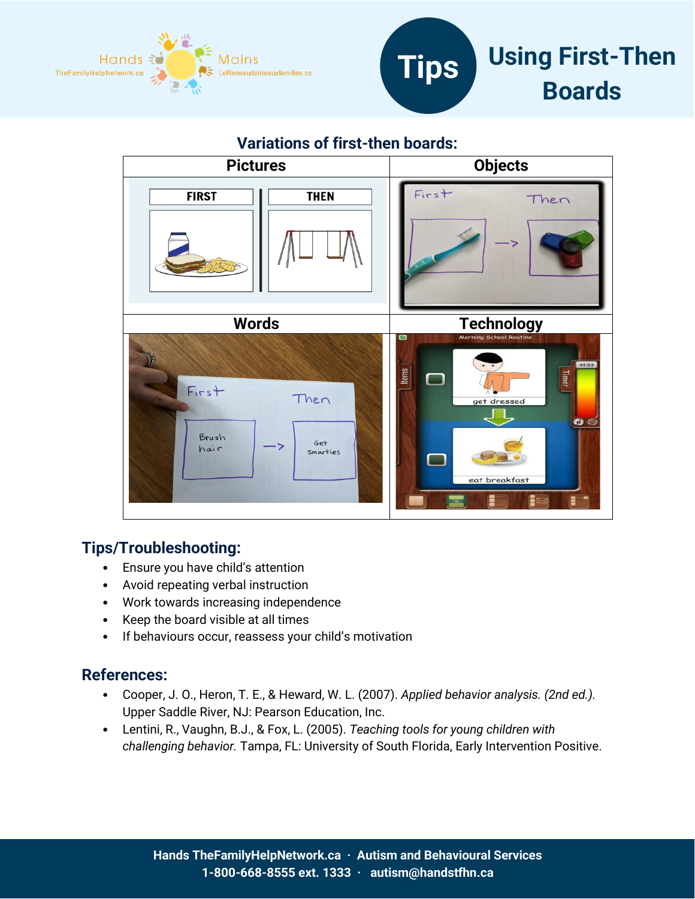# Tips: Using First-Then Boards

## Variations of first-then boards:

| Pictures | Objects |
|---|---|
| FIRST THEN | First Then |
| **Words** | **Technology** |
| First Then Brush hair Get Smarties | Morning School Routine get dressed eat breakfast |

## Tips/Troubleshooting:

- Ensure you have child's attention
- Avoid repeating verbal instruction
- Work towards increasing independence
- Keep the board visible at all times
- If behaviours occur, reassess your child's motivation

## References:

- Cooper, J. O., Heron, T. E., & Heward, W. L. (2007). *Applied behavior analysis. (2nd ed.).* Upper Saddle River, NJ: Pearson Education, Inc.
- Lentini, R., Vaughn, B.J., & Fox, L. (2005). *Teaching tools for young children with challenging behavior.* Tampa, FL: University of South Florida, Early Intervention Positive.

Hands TheFamilyHelpNetwork.ca · Autism and Behavioural Services
1-800-668-8555 ext. 1333 · autism@handstfhn.ca